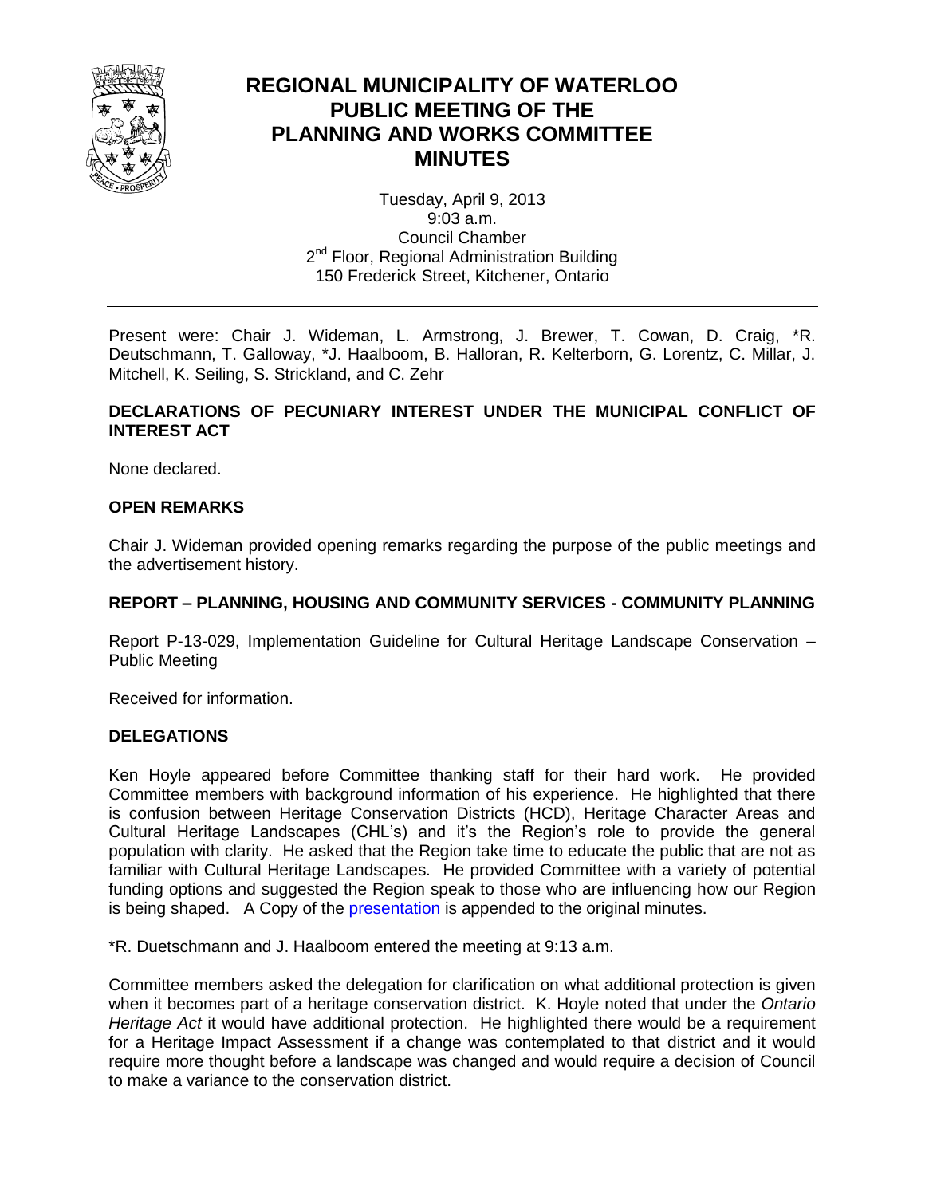# REGIONAL MUNICIPALITY OF WATERLOO
# PUBLIC MEETING OF THE
# PLANNING AND WORKS COMMITTEE
# MINUTES

Tuesday, April 9, 2013
9:03 a.m.
Council Chamber
2nd Floor, Regional Administration Building
150 Frederick Street, Kitchener, Ontario

---

Present were: Chair J. Wideman, L. Armstrong, J. Brewer, T. Cowan, D. Craig, *R. Deutschmann, T. Galloway, *J. Haalboom, B. Halloran, R. Kelterborn, G. Lorentz, C. Millar, J. Mitchell, K. Seiling, S. Strickland, and C. Zehr

## DECLARATIONS OF PECUNIARY INTEREST UNDER THE MUNICIPAL CONFLICT OF INTEREST ACT

None declared.

## OPEN REMARKS

Chair J. Wideman provided opening remarks regarding the purpose of the public meetings and the advertisement history.

## REPORT – PLANNING, HOUSING AND COMMUNITY SERVICES - COMMUNITY PLANNING

Report P-13-029, Implementation Guideline for Cultural Heritage Landscape Conservation – Public Meeting

Received for information.

## DELEGATIONS

Ken Hoyle appeared before Committee thanking staff for their hard work. He provided Committee members with background information of his experience. He highlighted that there is confusion between Heritage Conservation Districts (HCD), Heritage Character Areas and Cultural Heritage Landscapes (CHL's) and it's the Region's role to provide the general population with clarity. He asked that the Region take time to educate the public that are not as familiar with Cultural Heritage Landscapes. He provided Committee with a variety of potential funding options and suggested the Region speak to those who are influencing how our Region is being shaped. A Copy of the presentation is appended to the original minutes.

*R. Duetschmann and J. Haalboom entered the meeting at 9:13 a.m.

Committee members asked the delegation for clarification on what additional protection is given when it becomes part of a heritage conservation district. K. Hoyle noted that under the *Ontario Heritage Act* it would have additional protection. He highlighted there would be a requirement for a Heritage Impact Assessment if a change was contemplated to that district and it would require more thought before a landscape was changed and would require a decision of Council to make a variance to the conservation district.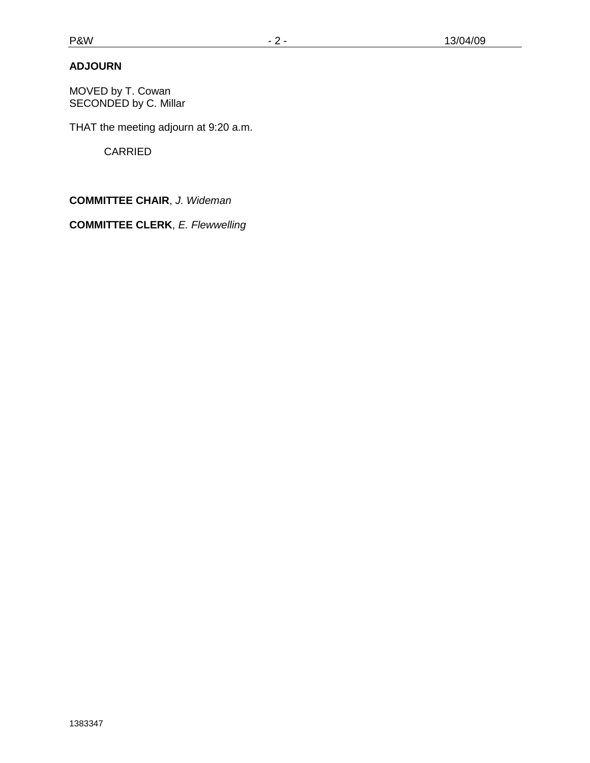**ADJOURN**

MOVED by T. Cowan
SECONDED by C. Millar

THAT the meeting adjourn at 9:20 a.m.

CARRIED

**COMMITTEE CHAIR**, *J. Wideman*

**COMMITTEE CLERK**, *E. Flewwelling*

1383347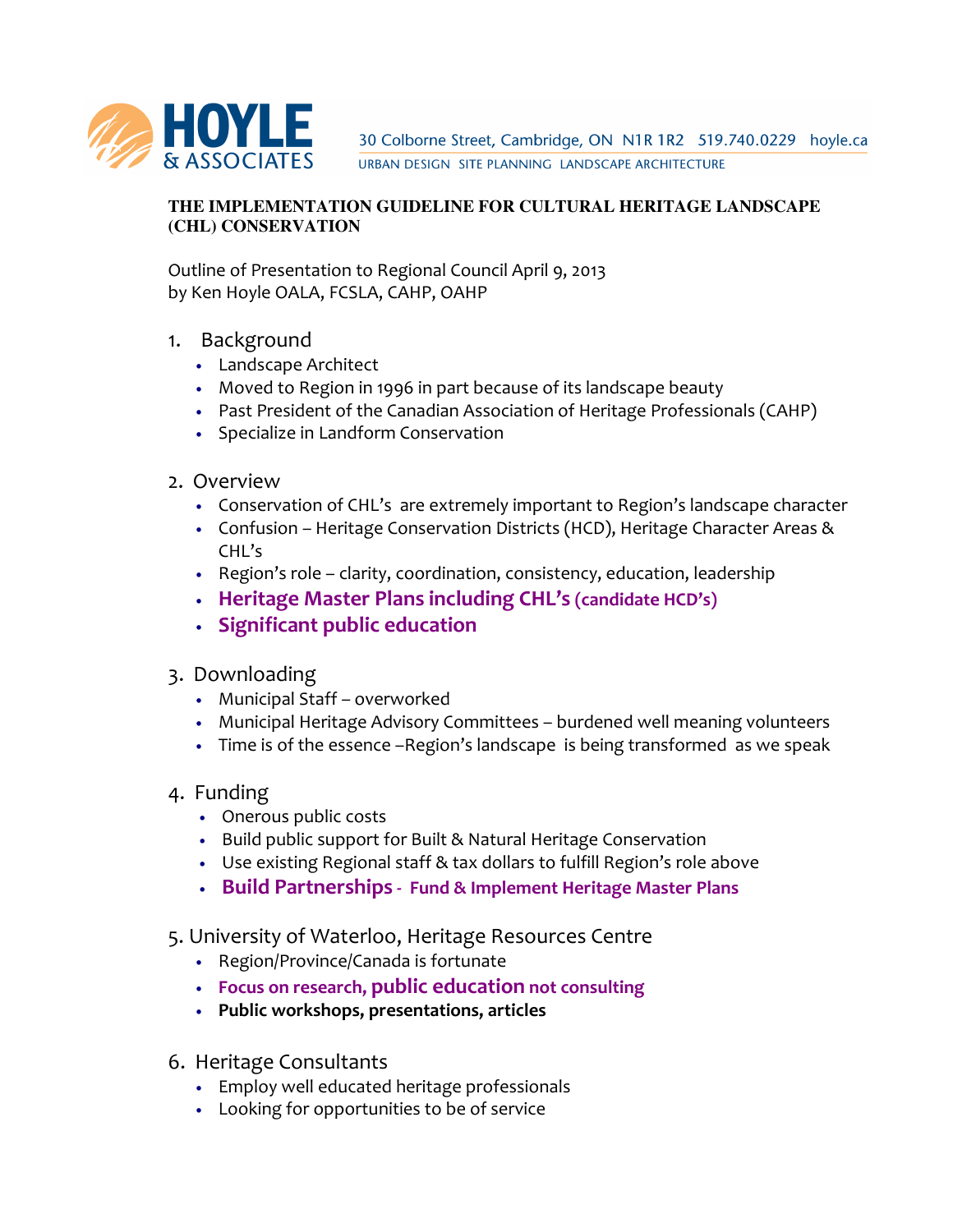HOYLE & ASSOCIATES

30 Colborne Street, Cambridge, ON N1R 1R2 519.740.0229 hoyle.ca
URBAN DESIGN SITE PLANNING LANDSCAPE ARCHITECTURE

**THE IMPLEMENTATION GUIDELINE FOR CULTURAL HERITAGE LANDSCAPE (CHL) CONSERVATION**

Outline of Presentation to Regional Council April 9, 2013
by Ken Hoyle OALA, FCSLA, CAHP, OAHP

1. Background
   - Landscape Architect
   - Moved to Region in 1996 in part because of its landscape beauty
   - Past President of the Canadian Association of Heritage Professionals (CAHP)
   - Specialize in Landform Conservation

2. Overview
   - Conservation of CHL's are extremely important to Region's landscape character
   - Confusion – Heritage Conservation Districts (HCD), Heritage Character Areas & CHL's
   - Region's role – clarity, coordination, consistency, education, leadership
   - **Heritage Master Plans including CHL's (candidate HCD's)**
   - **Significant public education**

3. Downloading
   - Municipal Staff – overworked
   - Municipal Heritage Advisory Committees – burdened well meaning volunteers
   - Time is of the essence –Region's landscape is being transformed as we speak

4. Funding
   - Onerous public costs
   - Build public support for Built & Natural Heritage Conservation
   - Use existing Regional staff & tax dollars to fulfill Region's role above
   - **Build Partnerships - Fund & Implement Heritage Master Plans**

5. University of Waterloo, Heritage Resources Centre
   - Region/Province/Canada is fortunate
   - **Focus on research, public education not consulting**
   - **Public workshops, presentations, articles**

6. Heritage Consultants
   - Employ well educated heritage professionals
   - Looking for opportunities to be of service